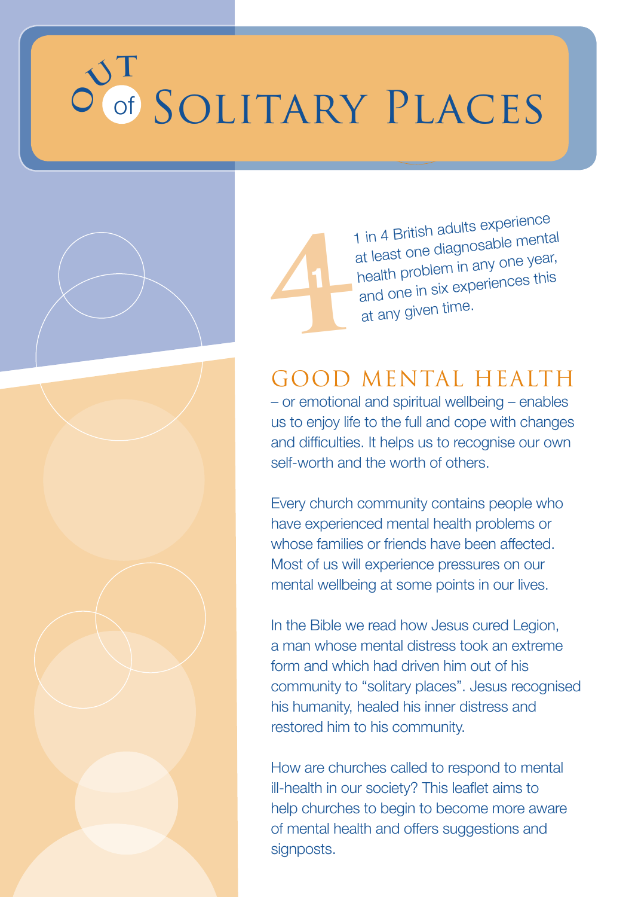# Out of Solitary Places

1 in 4 British adults experience at least one diagnosable mental health problem in any one year, and one in six experiences this at any given time.

## Good Mental Health

– or emotional and spiritual wellbeing – enables us to enjoy life to the full and cope with changes and difficulties. It helps us to recognise our own self-worth and the worth of others.

Every church community contains people who have experienced mental health problems or whose families or friends have been affected. Most of us will experience pressures on our mental wellbeing at some points in our lives.

In the Bible we read how Jesus cured Legion, a man whose mental distress took an extreme form and which had driven him out of his community to "solitary places". Jesus recognised his humanity, healed his inner distress and restored him to his community.

How are churches called to respond to mental ill-health in our society? This leaflet aims to help churches to begin to become more aware of mental health and offers suggestions and signposts.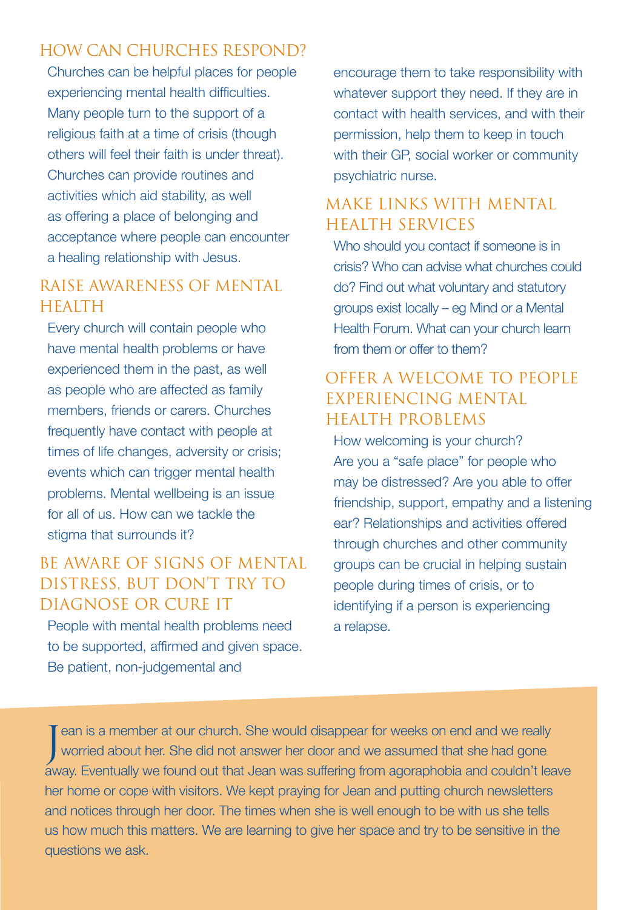## HOW CAN CHURCHES RESPOND?

Churches can be helpful places for people experiencing mental health difficulties. Many people turn to the support of a religious faith at a time of crisis (though others will feel their faith is under threat). Churches can provide routines and activities which aid stability, as well as offering a place of belonging and acceptance where people can encounter a healing relationship with Jesus.

## RAISE AWARENESS OF MENTAL HEALTH

Every church will contain people who have mental health problems or have experienced them in the past, as well as people who are affected as family members, friends or carers. Churches frequently have contact with people at times of life changes, adversity or crisis; events which can trigger mental health problems. Mental wellbeing is an issue for all of us. How can we tackle the stigma that surrounds it?

## BE AWARE OF SIGNS OF MENTAL DISTRESS, BUT DON'T TRY TO DIAGNOSE OR CURE IT

People with mental health problems need to be supported, affirmed and given space. Be patient, non-judgemental and encourage them to take responsibility with whatever support they need. If they are in contact with health services, and with their permission, help them to keep in touch with their GP, social worker or community psychiatric nurse.

## MAKE LINKS WITH MENTAL HEALTH SERVICES

Who should you contact if someone is in crisis? Who can advise what churches could do? Find out what voluntary and statutory groups exist locally – eg Mind or a Mental Health Forum. What can your church learn from them or offer to them?

## OFFER A WELCOME TO PEOPLE EXPERIENCING MENTAL HEALTH PROBLEMS

How welcoming is your church? Are you a "safe place" for people who may be distressed? Are you able to offer friendship, support, empathy and a listening ear? Relationships and activities offered through churches and other community groups can be crucial in helping sustain people during times of crisis, or to identifying if a person is experiencing a relapse.

Jean is a member at our church. She would disappear for weeks on end and we really worried about her. She did not answer her door and we assumed that she had gone away. Eventually we found out that Jean was suffering from agoraphobia and couldn't leave her home or cope with visitors. We kept praying for Jean and putting church newsletters and notices through her door. The times when she is well enough to be with us she tells us how much this matters. We are learning to give her space and try to be sensitive in the questions we ask.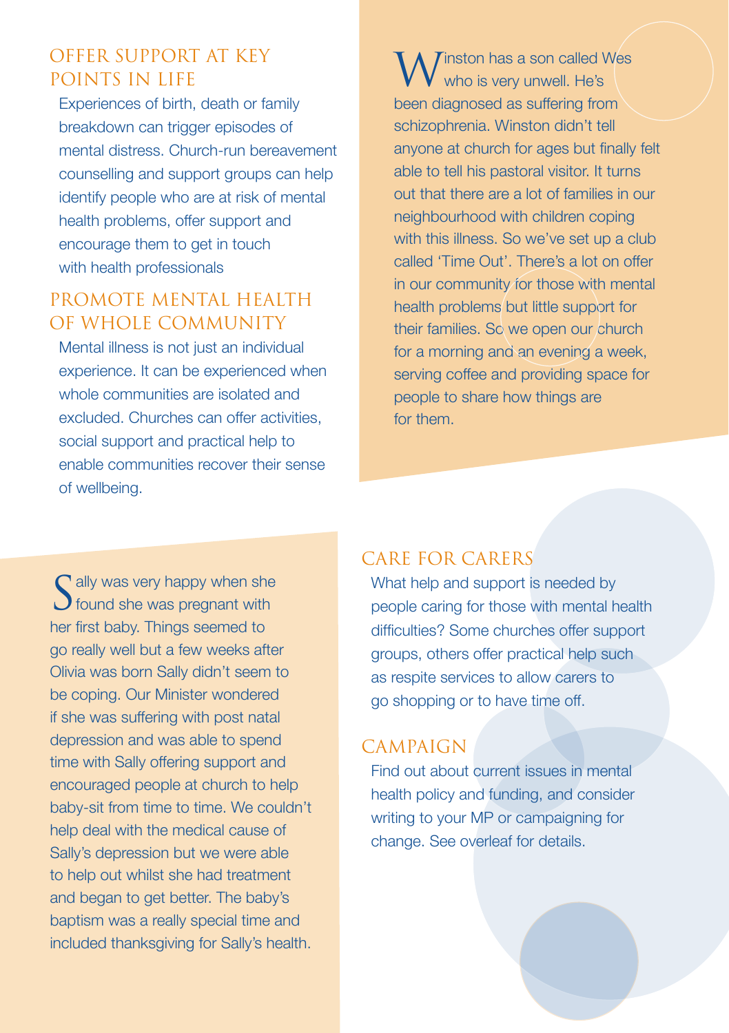## OFFER SUPPORT AT KEY POINTS IN LIFE

Experiences of birth, death or family breakdown can trigger episodes of mental distress. Church-run bereavement counselling and support groups can help identify people who are at risk of mental health problems, offer support and encourage them to get in touch with health professionals

## PROMOTE MENTAL HEALTH OF WHOLE COMMUNITY

Mental illness is not just an individual experience. It can be experienced when whole communities are isolated and excluded. Churches can offer activities, social support and practical help to enable communities recover their sense of wellbeing.

Winston has a son called Wes who is very unwell. He's been diagnosed as suffering from schizophrenia. Winston didn't tell anyone at church for ages but finally felt able to tell his pastoral visitor. It turns out that there are a lot of families in our neighbourhood with children coping with this illness. So we've set up a club called 'Time Out'. There's a lot on offer in our community for those with mental health problems but little support for their families. So we open our church for a morning and an evening a week, serving coffee and providing space for people to share how things are for them.

Sally was very happy when she found she was pregnant with her first baby. Things seemed to go really well but a few weeks after Olivia was born Sally didn't seem to be coping. Our Minister wondered if she was suffering with post natal depression and was able to spend time with Sally offering support and encouraged people at church to help baby-sit from time to time. We couldn't help deal with the medical cause of Sally's depression but we were able to help out whilst she had treatment and began to get better. The baby's baptism was a really special time and included thanksgiving for Sally's health.

## CARE FOR CARERS

What help and support is needed by people caring for those with mental health difficulties? Some churches offer support groups, others offer practical help such as respite services to allow carers to go shopping or to have time off.

## CAMPAIGN

Find out about current issues in mental health policy and funding, and consider writing to your MP or campaigning for change. See overleaf for details.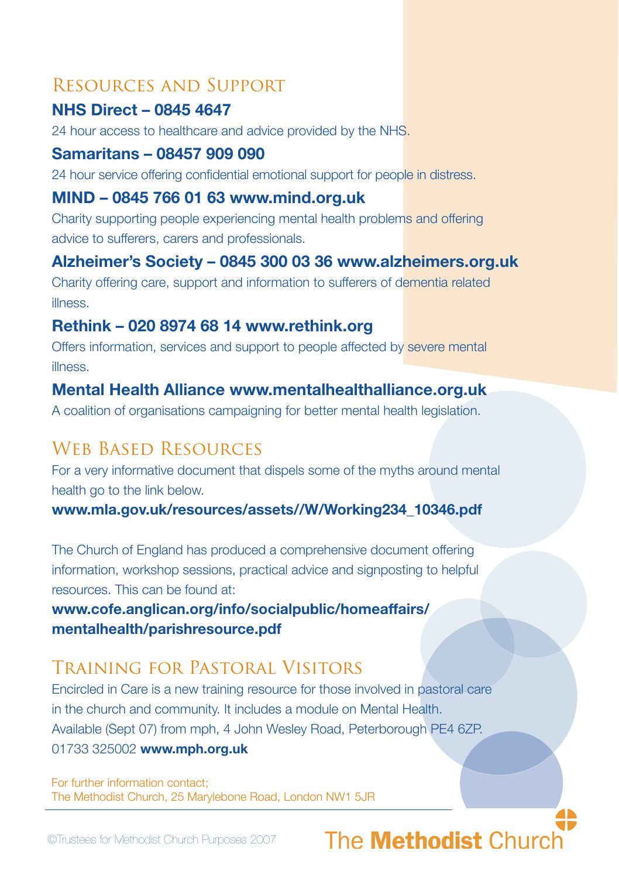## Resources and Support

**NHS Direct – 0845 4647**

24 hour access to healthcare and advice provided by the NHS.

**Samaritans – 08457 909 090**

24 hour service offering confidential emotional support for people in distress.

**MIND – 0845 766 01 63 www.mind.org.uk**

Charity supporting people experiencing mental health problems and offering advice to sufferers, carers and professionals.

**Alzheimer's Society – 0845 300 03 36 www.alzheimers.org.uk**

Charity offering care, support and information to sufferers of dementia related illness.

**Rethink – 020 8974 68 14 www.rethink.org**

Offers information, services and support to people affected by severe mental illness.

**Mental Health Alliance www.mentalhealthalliance.org.uk**

A coalition of organisations campaigning for better mental health legislation.

## Web Based Resources

For a very informative document that dispels some of the myths around mental health go to the link below.

**www.mla.gov.uk/resources/assets//W/Working234_10346.pdf**

The Church of England has produced a comprehensive document offering information, workshop sessions, practical advice and signposting to helpful resources. This can be found at:

**www.cofe.anglican.org/info/socialpublic/homeaffairs/mentalhealth/parishresource.pdf**

## Training for Pastoral Visitors

Encircled in Care is a new training resource for those involved in pastoral care in the church and community. It includes a module on Mental Health. Available (Sept 07) from mph, 4 John Wesley Road, Peterborough PE4 6ZP. 01733 325002 **www.mph.org.uk**

For further information contact;
The Methodist Church, 25 Marylebone Road, London NW1 5JR

©Trustees for Methodist Church Purposes 2007

The **Methodist** Church